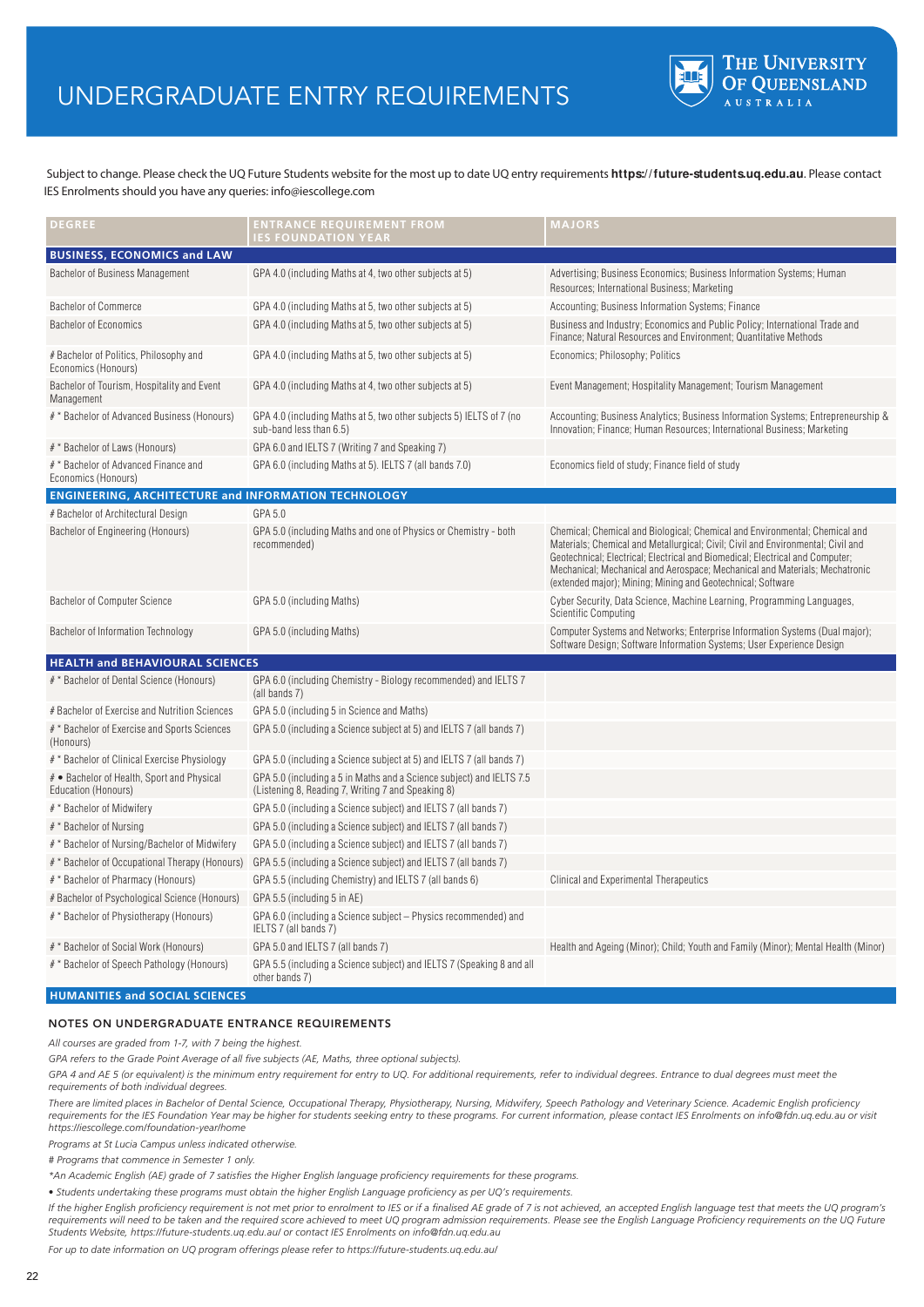# UNDERGRADUATE ENTRY REQUIREMENTS

THE UNIVERSITY OF QUEENSLAND AUSTRALIA

Subject to change. Please check the UQ Future Students website for the most up to date UQ entry requirements **https://future-students.uq.edu.au**. Please contact IES Enrolments should you have any queries: info@iescollege.com

| DEGREE | ENTRANCE REQUIREMENT FROM IES FOUNDATION YEAR | MAJORS |
|---|---|---|
| **BUSINESS, ECONOMICS and LAW** | | |
| Bachelor of Business Management | GPA 4.0 (including Maths at 4, two other subjects at 5) | Advertising; Business Economics; Business Information Systems; Human Resources; International Business; Marketing |
| Bachelor of Commerce | GPA 4.0 (including Maths at 5, two other subjects at 5) | Accounting; Business Information Systems; Finance |
| Bachelor of Economics | GPA 4.0 (including Maths at 5, two other subjects at 5) | Business and Industry; Economics and Public Policy; International Trade and Finance; Natural Resources and Environment; Quantitative Methods |
| # Bachelor of Politics, Philosophy and Economics (Honours) | GPA 4.0 (including Maths at 5, two other subjects at 5) | Economics; Philosophy; Politics |
| Bachelor of Tourism, Hospitality and Event Management | GPA 4.0 (including Maths at 4, two other subjects at 5) | Event Management; Hospitality Management; Tourism Management |
| # * Bachelor of Advanced Business (Honours) | GPA 4.0 (including Maths at 5, two other subjects 5) IELTS of 7 (no sub-band less than 6.5) | Accounting; Business Analytics; Business Information Systems; Entrepreneurship & Innovation; Finance; Human Resources; International Business; Marketing |
| # * Bachelor of Laws (Honours) | GPA 6.0 and IELTS 7 (Writing 7 and Speaking 7) | |
| # * Bachelor of Advanced Finance and Economics (Honours) | GPA 6.0 (including Maths at 5). IELTS 7 (all bands 7.0) | Economics field of study; Finance field of study |
| **ENGINEERING, ARCHITECTURE and INFORMATION TECHNOLOGY** | | |
| # Bachelor of Architectural Design | GPA 5.0 | |
| Bachelor of Engineering (Honours) | GPA 5.0 (including Maths and one of Physics or Chemistry - both recommended) | Chemical; Chemical and Biological; Chemical and Environmental; Chemical and Materials; Chemical and Metallurgical; Civil; Civil and Environmental; Civil and Geotechnical; Electrical; Electrical and Biomedical; Electrical and Computer; Mechanical; Mechanical and Aerospace; Mechanical and Materials; Mechatronic (extended major); Mining; Mining and Geotechnical; Software |
| Bachelor of Computer Science | GPA 5.0 (including Maths) | Cyber Security, Data Science, Machine Learning, Programming Languages, Scientific Computing |
| Bachelor of Information Technology | GPA 5.0 (including Maths) | Computer Systems and Networks; Enterprise Information Systems (Dual major); Software Design; Software Information Systems; User Experience Design |
| **HEALTH and BEHAVIOURAL SCIENCES** | | |
| # * Bachelor of Dental Science (Honours) | GPA 6.0 (including Chemistry - Biology recommended) and IELTS 7 (all bands 7) | |
| # Bachelor of Exercise and Nutrition Sciences | GPA 5.0 (including 5 in Science and Maths) | |
| # * Bachelor of Exercise and Sports Sciences (Honours) | GPA 5.0 (including a Science subject at 5) and IELTS 7 (all bands 7) | |
| # * Bachelor of Clinical Exercise Physiology | GPA 5.0 (including a Science subject at 5) and IELTS 7 (all bands 7) | |
| # • Bachelor of Health, Sport and Physical Education (Honours) | GPA 5.0 (including a 5 in Maths and a Science subject) and IELTS 7.5 (Listening 8, Reading 7, Writing 7 and Speaking 8) | |
| # * Bachelor of Midwifery | GPA 5.0 (including a Science subject) and IELTS 7 (all bands 7) | |
| # * Bachelor of Nursing | GPA 5.0 (including a Science subject) and IELTS 7 (all bands 7) | |
| # * Bachelor of Nursing/Bachelor of Midwifery | GPA 5.0 (including a Science subject) and IELTS 7 (all bands 7) | |
| # * Bachelor of Occupational Therapy (Honours) | GPA 5.5 (including a Science subject) and IELTS 7 (all bands 7) | |
| # * Bachelor of Pharmacy (Honours) | GPA 5.5 (including Chemistry) and IELTS 7 (all bands 6) | Clinical and Experimental Therapeutics |
| # Bachelor of Psychological Science (Honours) | GPA 5.5 (including 5 in AE) | |
| # * Bachelor of Physiotherapy (Honours) | GPA 6.0 (including a Science subject – Physics recommended) and IELTS 7 (all bands 7) | |
| # * Bachelor of Social Work (Honours) | GPA 5.0 and IELTS 7 (all bands 7) | Health and Ageing (Minor); Child; Youth and Family (Minor); Mental Health (Minor) |
| # * Bachelor of Speech Pathology (Honours) | GPA 5.5 (including a Science subject) and IELTS 7 (Speaking 8 and all other bands 7) | |
| **HUMANITIES and SOCIAL SCIENCES** | | |

## NOTES ON UNDERGRADUATE ENTRANCE REQUIREMENTS

*All courses are graded from 1-7, with 7 being the highest.*

*GPA refers to the Grade Point Average of all five subjects (AE, Maths, three optional subjects).*

*GPA 4 and AE 5 (or equivalent) is the minimum entry requirement for entry to UQ. For additional requirements, refer to individual degrees. Entrance to dual degrees must meet the requirements of both individual degrees.*

*There are limited places in Bachelor of Dental Science, Occupational Therapy, Physiotherapy, Nursing, Midwifery, Speech Pathology and Veterinary Science. Academic English proficiency requirements for the IES Foundation Year may be higher for students seeking entry to these programs. For current information, please contact IES Enrolments on info@fdn.uq.edu.au or visit https://iescollege.com/foundation-year/home*

*Programs at St Lucia Campus unless indicated otherwise.*

*# Programs that commence in Semester 1 only.*

*\*An Academic English (AE) grade of 7 satisfies the Higher English language proficiency requirements for these programs.*

*• Students undertaking these programs must obtain the higher English Language proficiency as per UQ's requirements.*

*If the higher English proficiency requirement is not met prior to enrolment to IES or if a finalised AE grade of 7 is not achieved, an accepted English language test that meets the UQ program's requirements will need to be taken and the required score achieved to meet UQ program admission requirements. Please see the English Language Proficiency requirements on the UQ Future Students Website, https://future-students.uq.edu.au/ or contact IES Enrolments on info@fdn.uq.edu.au*

*For up to date information on UQ program offerings please refer to https://future-students.uq.edu.au/*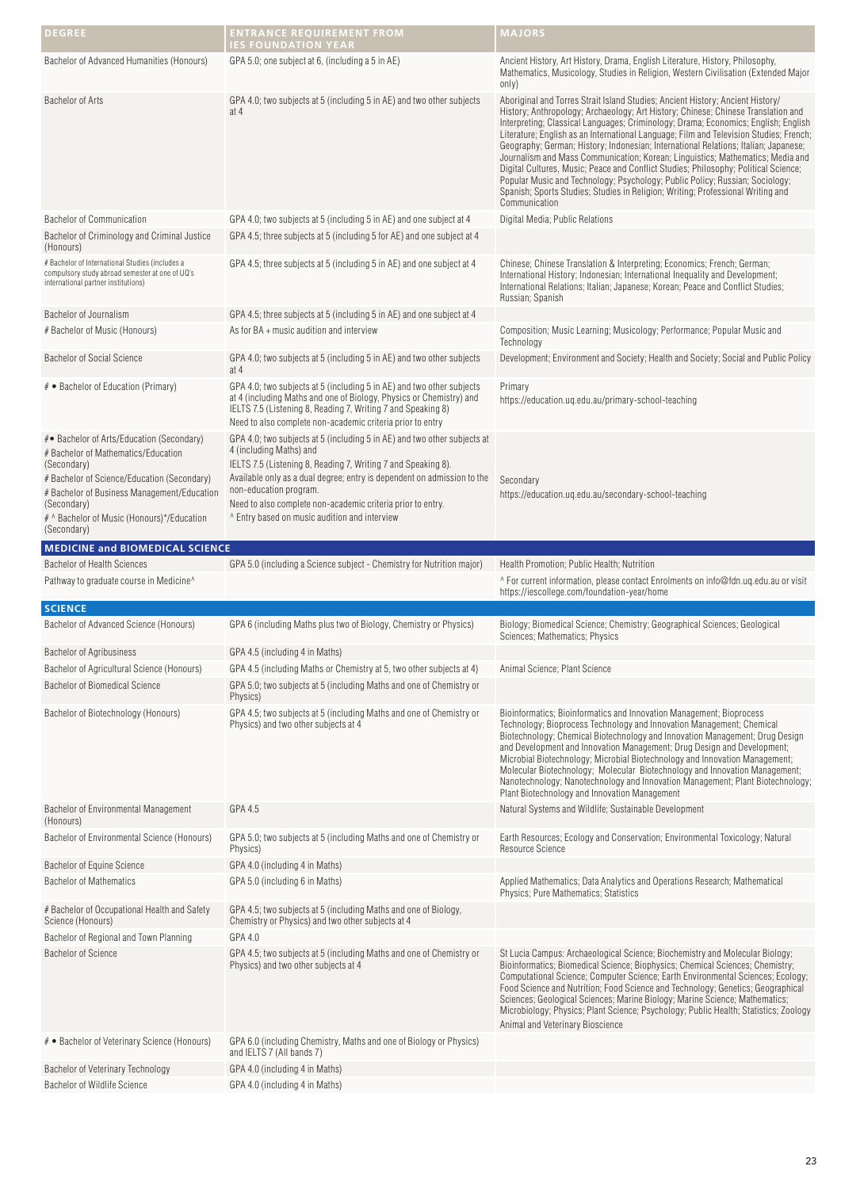| DEGREE | ENTRANCE REQUIREMENT FROM IES FOUNDATION YEAR | MAJORS |
|---|---|---|
| Bachelor of Advanced Humanities (Honours) | GPA 5.0; one subject at 6, (including a 5 in AE) | Ancient History, Art History, Drama, English Literature, History, Philosophy, Mathematics, Musicology, Studies in Religion, Western Civilisation (Extended Major only) |
| Bachelor of Arts | GPA 4.0; two subjects at 5 (including 5 in AE) and two other subjects at 4 | Aboriginal and Torres Strait Island Studies; Ancient History; Ancient History/History; Anthropology; Archaeology; Art History; Chinese; Chinese Translation and Interpreting; Classical Languages; Criminology; Drama; Economics; English; English Literature; English as an International Language; Film and Television Studies; French; Geography; German; History; Indonesian; International Relations; Italian; Japanese; Journalism and Mass Communication; Korean; Linguistics; Mathematics; Media and Digital Cultures; Music; Peace and Conflict Studies; Philosophy; Political Science; Popular Music and Technology; Psychology; Public Policy; Russian; Sociology; Spanish; Sports Studies; Studies in Religion; Writing; Professional Writing and Communication |
| Bachelor of Communication | GPA 4.0; two subjects at 5 (including 5 in AE) and one subject at 4 | Digital Media; Public Relations |
| Bachelor of Criminology and Criminal Justice (Honours) | GPA 4.5; three subjects at 5 (including 5 for AE) and one subject at 4 | |
| # Bachelor of International Studies (includes a compulsory study abroad semester at one of UQ's international partner institutions) | GPA 4.5; three subjects at 5 (including 5 in AE) and one subject at 4 | Chinese; Chinese Translation & Interpreting; Economics; French; German; International History; Indonesian; International Inequality and Development; International Relations; Italian; Japanese; Korean; Peace and Conflict Studies; Russian; Spanish |
| Bachelor of Journalism | GPA 4.5; three subjects at 5 (including 5 in AE) and one subject at 4 | |
| # Bachelor of Music (Honours) | As for BA + music audition and interview | Composition; Music Learning; Musicology; Performance; Popular Music and Technology |
| Bachelor of Social Science | GPA 4.0; two subjects at 5 (including 5 in AE) and two other subjects at 4 | Development; Environment and Society; Health and Society; Social and Public Policy |
| # • Bachelor of Education (Primary) | GPA 4.0; two subjects at 5 (including 5 in AE) and two other subjects at 4 (including Maths and one of Biology, Physics or Chemistry) and IELTS 7.5 (Listening 8, Reading 7, Writing 7 and Speaking 8)<br>Need to also complete non-academic criteria prior to entry | Primary<br>https://education.uq.edu.au/primary-school-teaching |
| #• Bachelor of Arts/Education (Secondary)<br># Bachelor of Mathematics/Education (Secondary)<br># Bachelor of Science/Education (Secondary)<br># Bachelor of Business Management/Education (Secondary)<br># ^ Bachelor of Music (Honours)\*/Education (Secondary) | GPA 4.0; two subjects at 5 (including 5 in AE) and two other subjects at 4 (including Maths) and<br>IELTS 7.5 (Listening 8, Reading 7, Writing 7 and Speaking 8).<br>Available only as a dual degree; entry is dependent on admission to the non-education program.<br>Need to also complete non-academic criteria prior to entry.<br>^ Entry based on music audition and interview | Secondary<br>https://education.uq.edu.au/secondary-school-teaching |
| **MEDICINE and BIOMEDICAL SCIENCE** | | |
| Bachelor of Health Sciences | GPA 5.0 (including a Science subject - Chemistry for Nutrition major) | Health Promotion; Public Health; Nutrition |
| Pathway to graduate course in Medicine^ | | ^ For current information, please contact Enrolments on info@fdn.uq.edu.au or visit https://iescollege.com/foundation-year/home |
| **SCIENCE** | | |
| Bachelor of Advanced Science (Honours) | GPA 6 (including Maths plus two of Biology, Chemistry or Physics) | Biology; Biomedical Science; Chemistry; Geographical Sciences; Geological Sciences; Mathematics; Physics |
| Bachelor of Agribusiness | GPA 4.5 (including 4 in Maths) | |
| Bachelor of Agricultural Science (Honours) | GPA 4.5 (including Maths or Chemistry at 5, two other subjects at 4) | Animal Science; Plant Science |
| Bachelor of Biomedical Science | GPA 5.0; two subjects at 5 (including Maths and one of Chemistry or Physics) | |
| Bachelor of Biotechnology (Honours) | GPA 4.5; two subjects at 5 (including Maths and one of Chemistry or Physics) and two other subjects at 4 | Bioinformatics; Bioinformatics and Innovation Management; Bioprocess Technology; Bioprocess Technology and Innovation Management; Chemical Biotechnology; Chemical Biotechnology and Innovation Management; Drug Design and Development and Innovation Management; Drug Design and Development; Microbial Biotechnology; Microbial Biotechnology and Innovation Management; Molecular Biotechnology; Molecular Biotechnology and Innovation Management; Nanotechnology; Nanotechnology and Innovation Management; Plant Biotechnology; Plant Biotechnology and Innovation Management |
| Bachelor of Environmental Management (Honours) | GPA 4.5 | Natural Systems and Wildlife; Sustainable Development |
| Bachelor of Environmental Science (Honours) | GPA 5.0; two subjects at 5 (including Maths and one of Chemistry or Physics) | Earth Resources; Ecology and Conservation; Environmental Toxicology; Natural Resource Science |
| Bachelor of Equine Science | GPA 4.0 (including 4 in Maths) | |
| Bachelor of Mathematics | GPA 5.0 (including 6 in Maths) | Applied Mathematics; Data Analytics and Operations Research; Mathematical Physics; Pure Mathematics; Statistics |
| # Bachelor of Occupational Health and Safety Science (Honours) | GPA 4.5; two subjects at 5 (including Maths and one of Biology, Chemistry or Physics) and two other subjects at 4 | |
| Bachelor of Regional and Town Planning | GPA 4.0 | |
| Bachelor of Science | GPA 4.5; two subjects at 5 (including Maths and one of Chemistry or Physics) and two other subjects at 4 | St Lucia Campus: Archaeological Science; Biochemistry and Molecular Biology; Bioinformatics; Biomedical Science; Biophysics; Chemical Sciences; Chemistry; Computational Science; Computer Science; Earth Environmental Sciences; Ecology; Food Science and Nutrition; Food Science and Technology; Genetics; Geographical Sciences; Geological Sciences; Marine Biology; Marine Science; Mathematics; Microbiology; Physics; Plant Science; Psychology; Public Health; Statistics; Zoology<br>Animal and Veterinary Bioscience |
| # • Bachelor of Veterinary Science (Honours) | GPA 6.0 (including Chemistry, Maths and one of Biology or Physics) and IELTS 7 (All bands 7) | |
| Bachelor of Veterinary Technology | GPA 4.0 (including 4 in Maths) | |
| Bachelor of Wildlife Science | GPA 4.0 (including 4 in Maths) | |